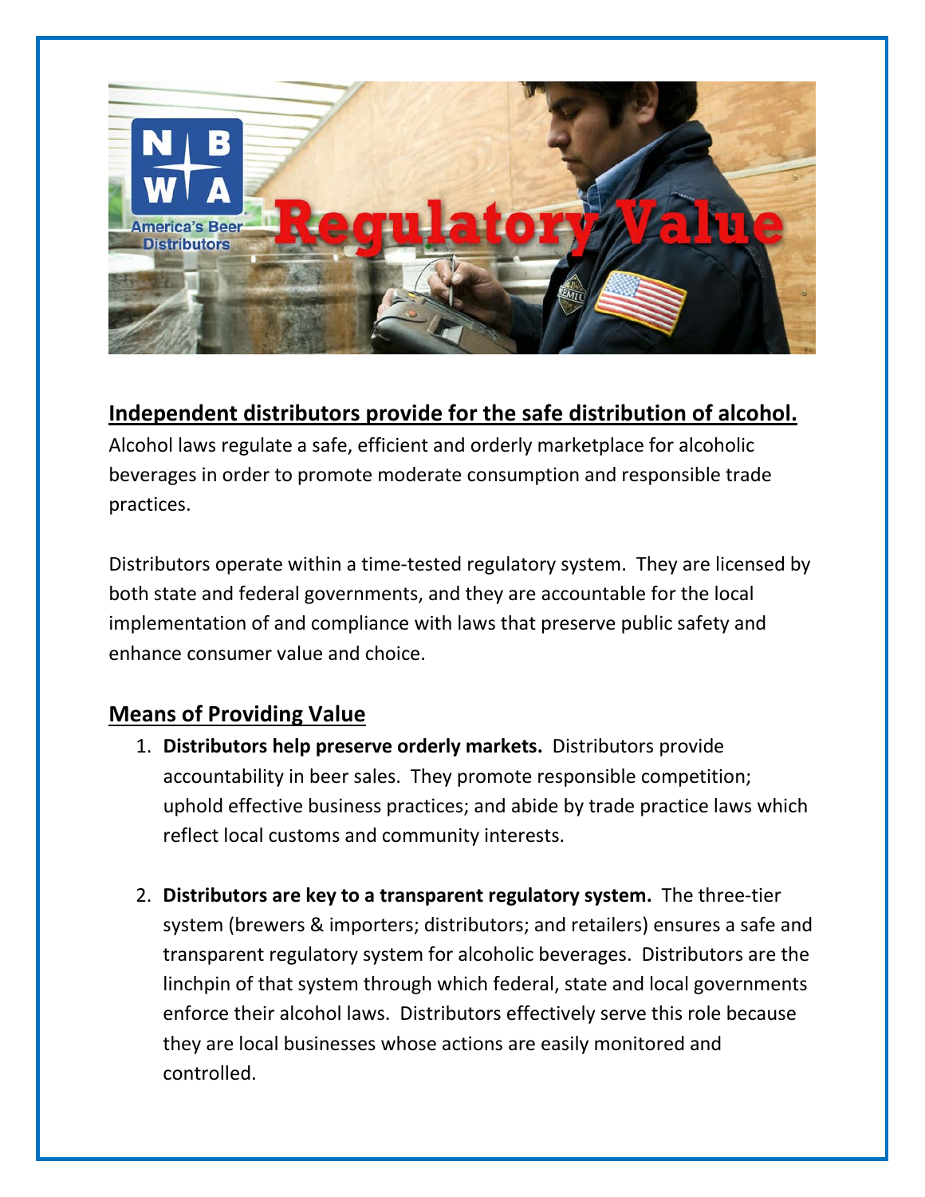NBWA America's Beer Distributors

# Regulatory Value

## Independent distributors provide for the safe distribution of alcohol.

Alcohol laws regulate a safe, efficient and orderly marketplace for alcoholic beverages in order to promote moderate consumption and responsible trade practices.

Distributors operate within a time-tested regulatory system. They are licensed by both state and federal governments, and they are accountable for the local implementation of and compliance with laws that preserve public safety and enhance consumer value and choice.

## Means of Providing Value

1. **Distributors help preserve orderly markets.** Distributors provide accountability in beer sales. They promote responsible competition; uphold effective business practices; and abide by trade practice laws which reflect local customs and community interests.

2. **Distributors are key to a transparent regulatory system.** The three-tier system (brewers & importers; distributors; and retailers) ensures a safe and transparent regulatory system for alcoholic beverages. Distributors are the linchpin of that system through which federal, state and local governments enforce their alcohol laws. Distributors effectively serve this role because they are local businesses whose actions are easily monitored and controlled.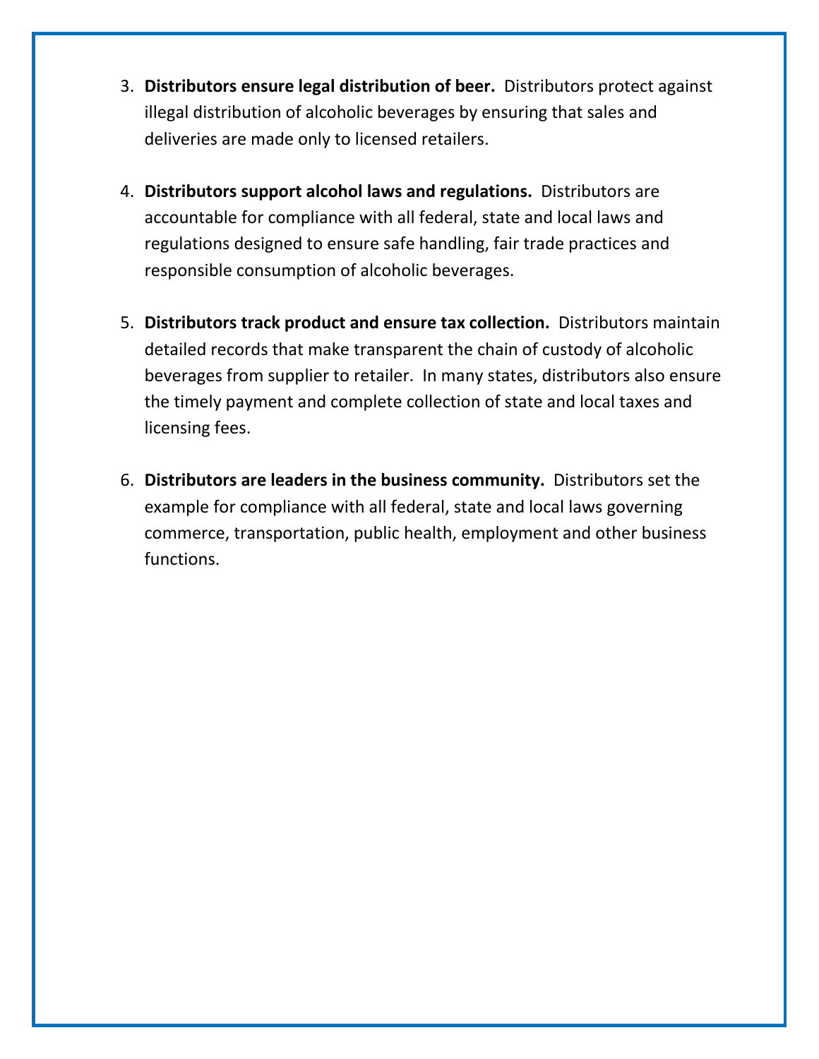3. **Distributors ensure legal distribution of beer.** Distributors protect against illegal distribution of alcoholic beverages by ensuring that sales and deliveries are made only to licensed retailers.

4. **Distributors support alcohol laws and regulations.** Distributors are accountable for compliance with all federal, state and local laws and regulations designed to ensure safe handling, fair trade practices and responsible consumption of alcoholic beverages.

5. **Distributors track product and ensure tax collection.** Distributors maintain detailed records that make transparent the chain of custody of alcoholic beverages from supplier to retailer. In many states, distributors also ensure the timely payment and complete collection of state and local taxes and licensing fees.

6. **Distributors are leaders in the business community.** Distributors set the example for compliance with all federal, state and local laws governing commerce, transportation, public health, employment and other business functions.